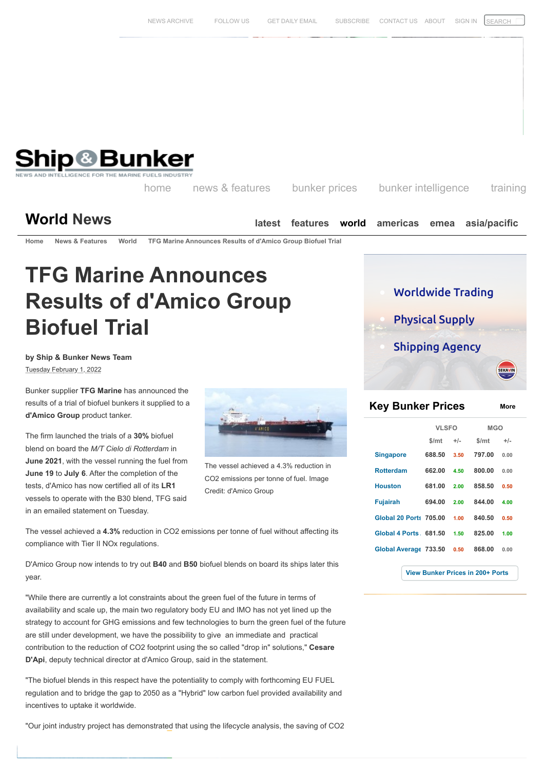# TFG Marine Announces Results of d'Amico Group Biofuel Trial

**by Ship & Bunker News Team**

Tuesday February 1, 2022

Bunker supplier **TFG Marine** has announced the results of a trial of biofuel bunkers it supplied to a **d'Amico Group** product tanker.

The vessel achieved a 4.3% reduction in $CO_2$ emissions per tonne of fuel. Image Credit: d'Amico Group

The firm launched the trials of a **30%** biofuel blend on board the *M/T Cielo di Rotterdam* in **June 2021**, with the vessel running the fuel from **June 19** to **July 6**. After the completion of the tests, d'Amico has now certified all of its **LR1** vessels to operate with the B30 blend, TFG said in an emailed statement on Tuesday.

The vessel achieved a **4.3%** reduction in $CO_2$ emissions per tonne of fuel without affecting its compliance with Tier II NOx regulations.

D'Amico Group now intends to try out **B40** and **B50** biofuel blends on board its ships later this year.

"While there are currently a lot constraints about the green fuel of the future in terms of availability and scale up, the main two regulatory body EU and IMO has not yet lined up the strategy to account for GHG emissions and few technologies to burn the green fuel of the future are still under development, we have the possibility to give an immediate and practical contribution to the reduction of $CO_2$ footprint using the so called "drop in" solutions," **Cesare D'Api**, deputy technical director at d'Amico Group, said in the statement.

"The biofuel blends in this respect have the potentiality to comply with forthcoming EU FUEL regulation and to bridge the gap to 2050 as a "Hybrid" low carbon fuel provided availability and incentives to uptake it worldwide.

"Our joint industry project has demonstrated that using the lifecycle analysis, the saving of $CO_2$

## Key Bunker Prices

| | VLSFO | | MGO | |
|---|---|---|---|---|
| | $/mt | +/- | $/mt | +/- |
| Singapore | 688.50 | 3.50 | 797.00 | 0.00 |
| Rotterdam | 662.00 | 4.50 | 800.00 | 0.00 |
| Houston | 681.00 | 2.00 | 858.50 | 0.50 |
| Fujairah | 694.00 | 2.00 | 844.00 | 4.00 |
| Global 20 Ports | 705.00 | 1.00 | 840.50 | 0.50 |
| Global 4 Ports | 681.50 | 1.50 | 825.00 | 1.00 |
| Global Average | 733.50 | 0.50 | 868.00 | 0.00 |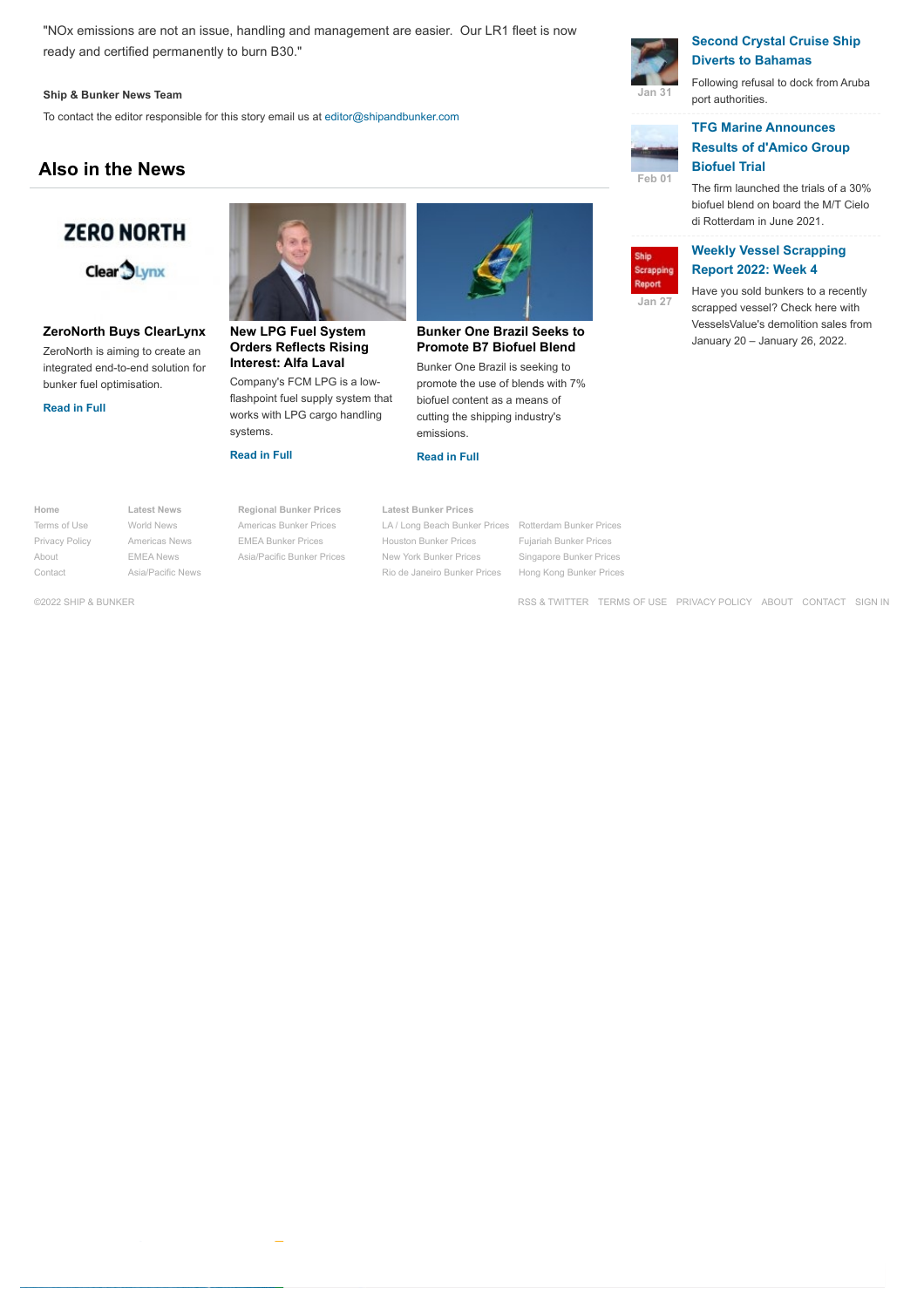"NOx emissions are not an issue, handling and management are easier.  Our LR1 fleet is now ready and certified permanently to burn B30."

**Ship & Bunker News Team**

To contact the editor responsible for this story email us at editor@shipandbunker.com

## Also in the News

### ZeroNorth Buys ClearLynx

ZeroNorth is aiming to create an integrated end-to-end solution for bunker fuel optimisation.

Read in Full

### New LPG Fuel System Orders Reflects Rising Interest: Alfa Laval

Company's FCM LPG is a low-flashpoint fuel supply system that works with LPG cargo handling systems.

Read in Full

### Bunker One Brazil Seeks to Promote B7 Biofuel Blend

Bunker One Brazil is seeking to promote the use of blends with 7% biofuel content as a means of cutting the shipping industry's emissions.

Read in Full

### Second Crystal Cruise Ship Diverts to Bahamas

Jan 31

Following refusal to dock from Aruba port authorities.

### TFG Marine Announces Results of d'Amico Group Biofuel Trial

Feb 01

The firm launched the trials of a 30% biofuel blend on board the M/T Cielo di Rotterdam in June 2021.

### Weekly Vessel Scrapping Report 2022: Week 4

Jan 27

Have you sold bunkers to a recently scrapped vessel? Check here with VesselsValue's demolition sales from January 20 – January 26, 2022.

Home
Terms of Use
Privacy Policy
About
Contact

Latest News
World News
Americas News
EMEA News
Asia/Pacific News

Regional Bunker Prices
Americas Bunker Prices
EMEA Bunker Prices
Asia/Pacific Bunker Prices

Latest Bunker Prices
LA / Long Beach Bunker Prices
Houston Bunker Prices
New York Bunker Prices
Rio de Janeiro Bunker Prices
Rotterdam Bunker Prices
Fujariah Bunker Prices
Singapore Bunker Prices
Hong Kong Bunker Prices

©2022 SHIP & BUNKER

RSS & TWITTER TERMS OF USE PRIVACY POLICY ABOUT CONTACT SIGN IN